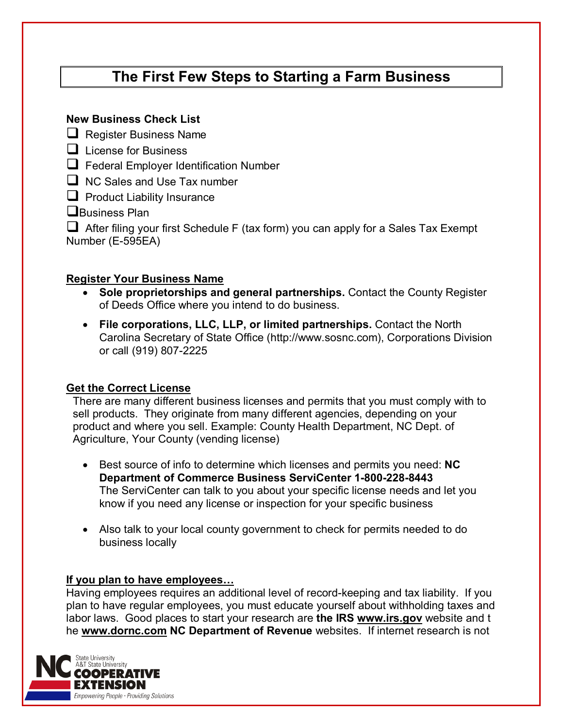# The First Few Steps to Starting a Farm Business

**New Business Check List**

- ❑ Register Business Name
- ❑ License for Business
- ❑ Federal Employer Identification Number
- ❑ NC Sales and Use Tax number
- ❑ Product Liability Insurance
- ❑ Business Plan
- ❑ After filing your first Schedule F (tax form) you can apply for a Sales Tax Exempt Number (E-595EA)

**Register Your Business Name**

- **Sole proprietorships and general partnerships.** Contact the County Register of Deeds Office where you intend to do business.
- **File corporations, LLC, LLP, or limited partnerships.** Contact the North Carolina Secretary of State Office (http://www.sosnc.com), Corporations Division or call (919) 807-2225

**Get the Correct License**

There are many different business licenses and permits that you must comply with to sell products. They originate from many different agencies, depending on your product and where you sell. Example: County Health Department, NC Dept. of Agriculture, Your County (vending license)

- Best source of info to determine which licenses and permits you need: **NC Department of Commerce Business ServiCenter 1-800-228-8443** The ServiCenter can talk to you about your specific license needs and let you know if you need any license or inspection for your specific business
- Also talk to your local county government to check for permits needed to do business locally

**If you plan to have employees…**

Having employees requires an additional level of record-keeping and tax liability. If you plan to have regular employees, you must educate yourself about withholding taxes and labor laws. Good places to start your research are **the IRS www.irs.gov** website and the **www.dornc.com NC Department of Revenue** websites. If internet research is not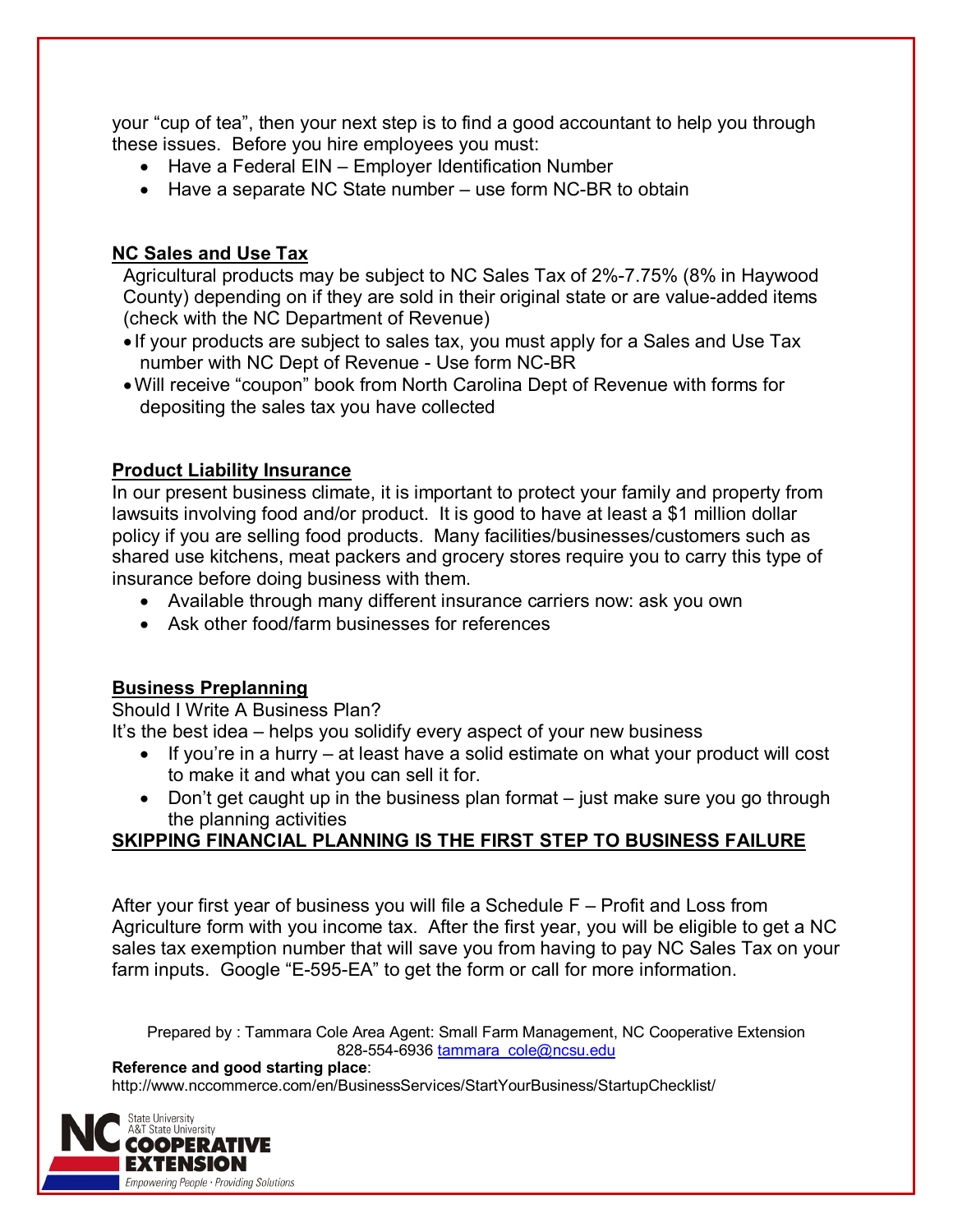your "cup of tea", then your next step is to find a good accountant to help you through these issues. Before you hire employees you must:

- Have a Federal EIN – Employer Identification Number
- Have a separate NC State number – use form NC-BR to obtain

## NC Sales and Use Tax

Agricultural products may be subject to NC Sales Tax of 2%-7.75% (8% in Haywood County) depending on if they are sold in their original state or are value-added items (check with the NC Department of Revenue)

- If your products are subject to sales tax, you must apply for a Sales and Use Tax number with NC Dept of Revenue - Use form NC-BR
- Will receive "coupon" book from North Carolina Dept of Revenue with forms for depositing the sales tax you have collected

## Product Liability Insurance

In our present business climate, it is important to protect your family and property from lawsuits involving food and/or product. It is good to have at least a $1 million dollar policy if you are selling food products. Many facilities/businesses/customers such as shared use kitchens, meat packers and grocery stores require you to carry this type of insurance before doing business with them.

- Available through many different insurance carriers now: ask you own
- Ask other food/farm businesses for references

## Business Preplanning

Should I Write A Business Plan?

It's the best idea – helps you solidify every aspect of your new business

- If you're in a hurry – at least have a solid estimate on what your product will cost to make it and what you can sell it for.
- Don't get caught up in the business plan format – just make sure you go through the planning activities

**SKIPPING FINANCIAL PLANNING IS THE FIRST STEP TO BUSINESS FAILURE**

After your first year of business you will file a Schedule F – Profit and Loss from Agriculture form with you income tax. After the first year, you will be eligible to get a NC sales tax exemption number that will save you from having to pay NC Sales Tax on your farm inputs. Google "E-595-EA" to get the form or call for more information.

Prepared by : Tammara Cole Area Agent: Small Farm Management, NC Cooperative Extension
828-554-6936 tammara_cole@ncsu.edu

**Reference and good starting place**:
http://www.nccommerce.com/en/BusinessServices/StartYourBusiness/StartupChecklist/